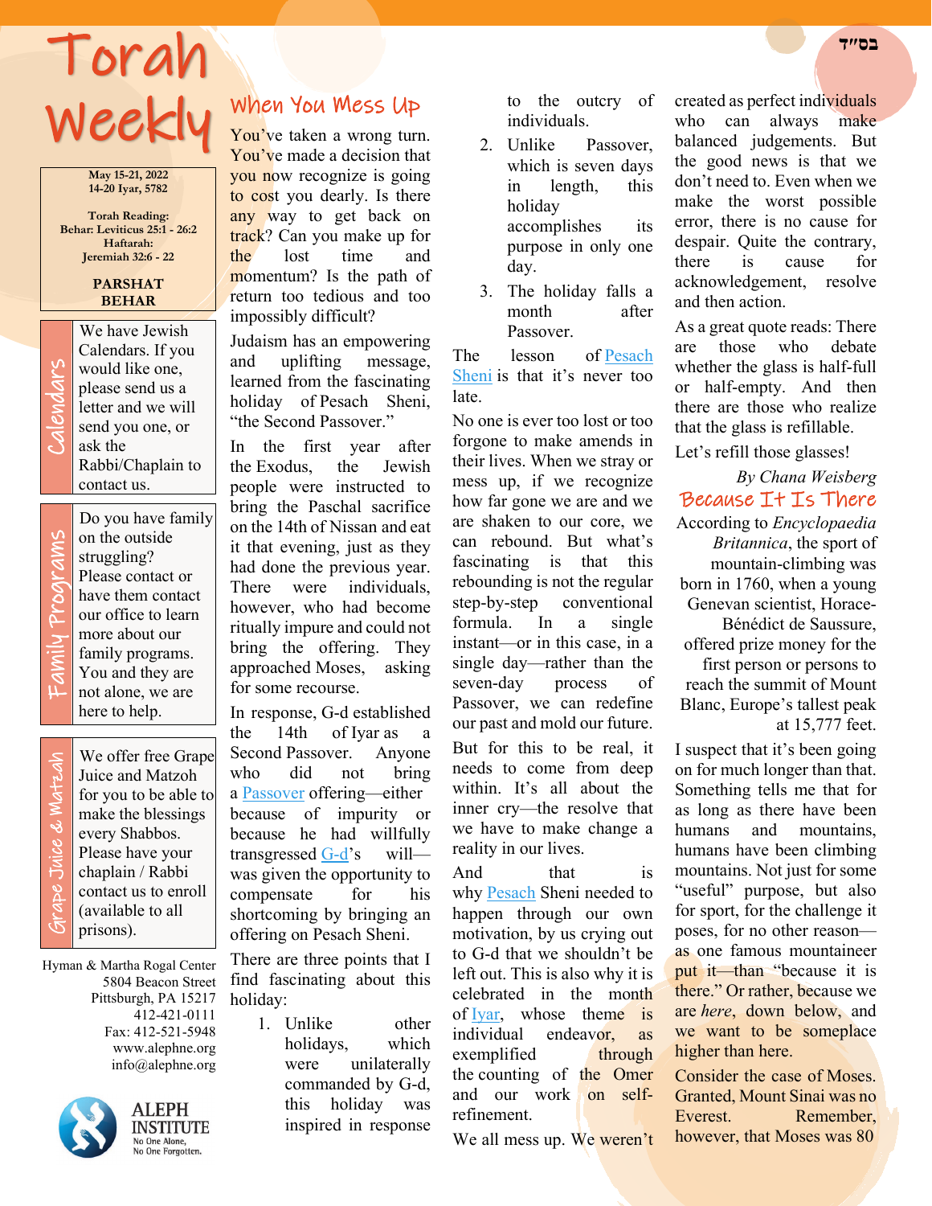בס"ד

# Torah Weekly

May 15-21, 2022
14-20 Iyar, 5782

Torah Reading:
Behar: Leviticus 25:1 - 26:2
Haftarah:
Jeremiah 32:6 - 22

**PARSHAT BEHAR**

**Calendars**

We have Jewish Calendars. If you would like one, please send us a letter and we will send you one, or ask the Rabbi/Chaplain to contact us.

**Family Programs**

Do you have family on the outside struggling? Please contact or have them contact our office to learn more about our family programs. You and they are not alone, we are here to help.

**Grape Juice & Matzah**

We offer free Grape Juice and Matzoh for you to be able to make the blessings every Shabbos. Please have your chaplain / Rabbi contact us to enroll (available to all prisons).

Hyman & Martha Rogal Center
5804 Beacon Street
Pittsburgh, PA 15217
412-421-0111
Fax: 412-521-5948
www.alephne.org
info@alephne.org

ALEPH INSTITUTE
No One Alone, No One Forgotten.

## When You Mess Up

You've taken a wrong turn. You've made a decision that you now recognize is going to cost you dearly. Is there any way to get back on track? Can you make up for the lost time and momentum? Is the path of return too tedious and too impossibly difficult?

Judaism has an empowering and uplifting message, learned from the fascinating holiday of Pesach Sheni, "the Second Passover."

In the first year after the Exodus, the Jewish people were instructed to bring the Paschal sacrifice on the 14th of Nissan and eat it that evening, just as they had done the previous year. There were individuals, however, who had become ritually impure and could not bring the offering. They approached Moses, asking for some recourse.

In response, G-d established the 14th of Iyar as a Second Passover. Anyone who did not bring a Passover offering—either because of impurity or because he had willfully transgressed G-d's will—was given the opportunity to compensate for his shortcoming by bringing an offering on Pesach Sheni.

There are three points that I find fascinating about this holiday:

1. Unlike other holidays, which were unilaterally commanded by G-d, this holiday was inspired in response to the outcry of individuals.
2. Unlike Passover, which is seven days in length, this holiday accomplishes its purpose in only one day.
3. The holiday falls a month after Passover.

The lesson of Pesach Sheni is that it's never too late.

No one is ever too lost or too forgone to make amends in their lives. When we stray or mess up, if we recognize how far gone we are and we are shaken to our core, we can rebound. But what's fascinating is that this rebounding is not the regular step-by-step conventional formula. In a single instant—or in this case, in a single day—rather than the seven-day process of Passover, we can redefine our past and mold our future.

But for this to be real, it needs to come from deep within. It's all about the inner cry—the resolve that we have to make change a reality in our lives.

And that is why Pesach Sheni needed to happen through our own motivation, by us crying out to G-d that we shouldn't be left out. This is also why it is celebrated in the month of Iyar, whose theme is individual endeavor, as exemplified through the counting of the Omer and our work on self-refinement.

We all mess up. We weren't created as perfect individuals who can always make balanced judgements. But the good news is that we don't need to. Even when we make the worst possible error, there is no cause for despair. Quite the contrary, there is cause for acknowledgement, resolve and then action.

As a great quote reads: There are those who debate whether the glass is half-full or half-empty. And then there are those who realize that the glass is refillable.

Let's refill those glasses!

*By Chana Weisberg*

## Because It Is There

According to *Encyclopaedia Britannica*, the sport of mountain-climbing was born in 1760, when a young Genevan scientist, Horace-Bénédict de Saussure, offered prize money for the first person or persons to reach the summit of Mount Blanc, Europe's tallest peak at 15,777 feet.

I suspect that it's been going on for much longer than that. Something tells me that for as long as there have been humans and mountains, humans have been climbing mountains. Not just for some "useful" purpose, but also for sport, for the challenge it poses, for no other reason—as one famous mountaineer put it—than "because it is there." Or rather, because we are *here*, down below, and we want to be someplace higher than here.

Consider the case of Moses. Granted, Mount Sinai was no Everest. Remember, however, that Moses was 80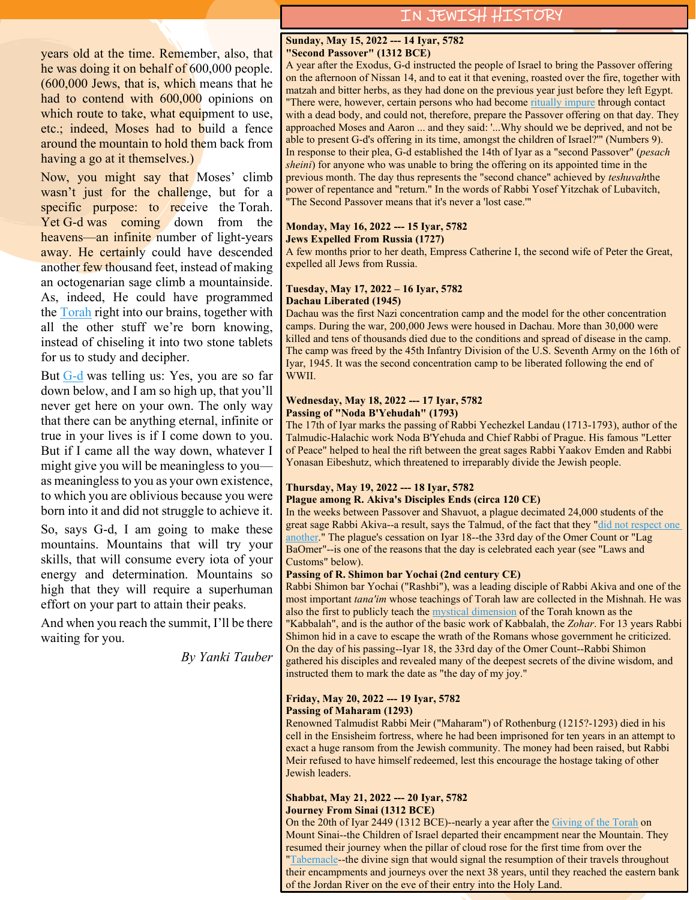years old at the time. Remember, also, that he was doing it on behalf of 600,000 people. (600,000 Jews, that is, which means that he had to contend with 600,000 opinions on which route to take, what equipment to use, etc.; indeed, Moses had to build a fence around the mountain to hold them back from having a go at it themselves.)

Now, you might say that Moses' climb wasn't just for the challenge, but for a specific purpose: to receive the Torah. Yet G-d was coming down from the heavens—an infinite number of light-years away. He certainly could have descended another few thousand feet, instead of making an octogenarian sage climb a mountainside. As, indeed, He could have programmed the Torah right into our brains, together with all the other stuff we're born knowing, instead of chiseling it into two stone tablets for us to study and decipher.

But G-d was telling us: Yes, you are so far down below, and I am so high up, that you'll never get here on your own. The only way that there can be anything eternal, infinite or true in your lives is if I come down to you. But if I came all the way down, whatever I might give you will be meaningless to you—as meaningless to you as your own existence, to which you are oblivious because you were born into it and did not struggle to achieve it.

So, says G-d, I am going to make these mountains. Mountains that will try your skills, that will consume every iota of your energy and determination. Mountains so high that they will require a superhuman effort on your part to attain their peaks.

And when you reach the summit, I'll be there waiting for you.

*By Yanki Tauber*

# IN JEWISH HISTORY

**Sunday, May 15, 2022 --- 14 Iyar, 5782**
**"Second Passover" (1312 BCE)**
A year after the Exodus, G-d instructed the people of Israel to bring the Passover offering on the afternoon of Nissan 14, and to eat it that evening, roasted over the fire, together with matzah and bitter herbs, as they had done on the previous year just before they left Egypt. "There were, however, certain persons who had become ritually impure through contact with a dead body, and could not, therefore, prepare the Passover offering on that day. They approached Moses and Aaron ... and they said: '...Why should we be deprived, and not be able to present G-d's offering in its time, amongst the children of Israel?'" (Numbers 9). In response to their plea, G-d established the 14th of Iyar as a "second Passover" (*pesach sheini*) for anyone who was unable to bring the offering on its appointed time in the previous month. The day thus represents the "second chance" achieved by *teshuvah*the power of repentance and "return." In the words of Rabbi Yosef Yitzchak of Lubavitch, "The Second Passover means that it's never a 'lost case.'"

**Monday, May 16, 2022 --- 15 Iyar, 5782**
**Jews Expelled From Russia (1727)**
A few months prior to her death, Empress Catherine I, the second wife of Peter the Great, expelled all Jews from Russia.

**Tuesday, May 17, 2022 – 16 Iyar, 5782**
**Dachau Liberated (1945)**
Dachau was the first Nazi concentration camp and the model for the other concentration camps. During the war, 200,000 Jews were housed in Dachau. More than 30,000 were killed and tens of thousands died due to the conditions and spread of disease in the camp. The camp was freed by the 45th Infantry Division of the U.S. Seventh Army on the 16th of Iyar, 1945. It was the second concentration camp to be liberated following the end of WWII.

**Wednesday, May 18, 2022 --- 17 Iyar, 5782**
**Passing of "Noda B'Yehudah" (1793)**
The 17th of Iyar marks the passing of Rabbi Yechezkel Landau (1713-1793), author of the Talmudic-Halachic work Noda B'Yehuda and Chief Rabbi of Prague. His famous "Letter of Peace" helped to heal the rift between the great sages Rabbi Yaakov Emden and Rabbi Yonasan Eibeshutz, which threatened to irreparably divide the Jewish people.

**Thursday, May 19, 2022 --- 18 Iyar, 5782**
**Plague among R. Akiva's Disciples Ends (circa 120 CE)**
In the weeks between Passover and Shavuot, a plague decimated 24,000 students of the great sage Rabbi Akiva--a result, says the Talmud, of the fact that they "did not respect one another." The plague's cessation on Iyar 18--the 33rd day of the Omer Count or "Lag BaOmer"--is one of the reasons that the day is celebrated each year (see "Laws and Customs" below).
**Passing of R. Shimon bar Yochai (2nd century CE)**
Rabbi Shimon bar Yochai ("Rashbi"), was a leading disciple of Rabbi Akiva and one of the most important *tana'im* whose teachings of Torah law are collected in the Mishnah. He was also the first to publicly teach the mystical dimension of the Torah known as the "Kabbalah", and is the author of the basic work of Kabbalah, the *Zohar*. For 13 years Rabbi Shimon hid in a cave to escape the wrath of the Romans whose government he criticized. On the day of his passing--Iyar 18, the 33rd day of the Omer Count--Rabbi Shimon gathered his disciples and revealed many of the deepest secrets of the divine wisdom, and instructed them to mark the date as "the day of my joy."

**Friday, May 20, 2022 --- 19 Iyar, 5782**
**Passing of Maharam (1293)**
Renowned Talmudist Rabbi Meir ("Maharam") of Rothenburg (1215?-1293) died in his cell in the Ensisheim fortress, where he had been imprisoned for ten years in an attempt to exact a huge ransom from the Jewish community. The money had been raised, but Rabbi Meir refused to have himself redeemed, lest this encourage the hostage taking of other Jewish leaders.

**Shabbat, May 21, 2022 --- 20 Iyar, 5782**
**Journey From Sinai (1312 BCE)**
On the 20th of Iyar 2449 (1312 BCE)--nearly a year after the Giving of the Torah on Mount Sinai--the Children of Israel departed their encampment near the Mountain. They resumed their journey when the pillar of cloud rose for the first time from over the "Tabernacle--the divine sign that would signal the resumption of their travels throughout their encampments and journeys over the next 38 years, until they reached the eastern bank of the Jordan River on the eve of their entry into the Holy Land.